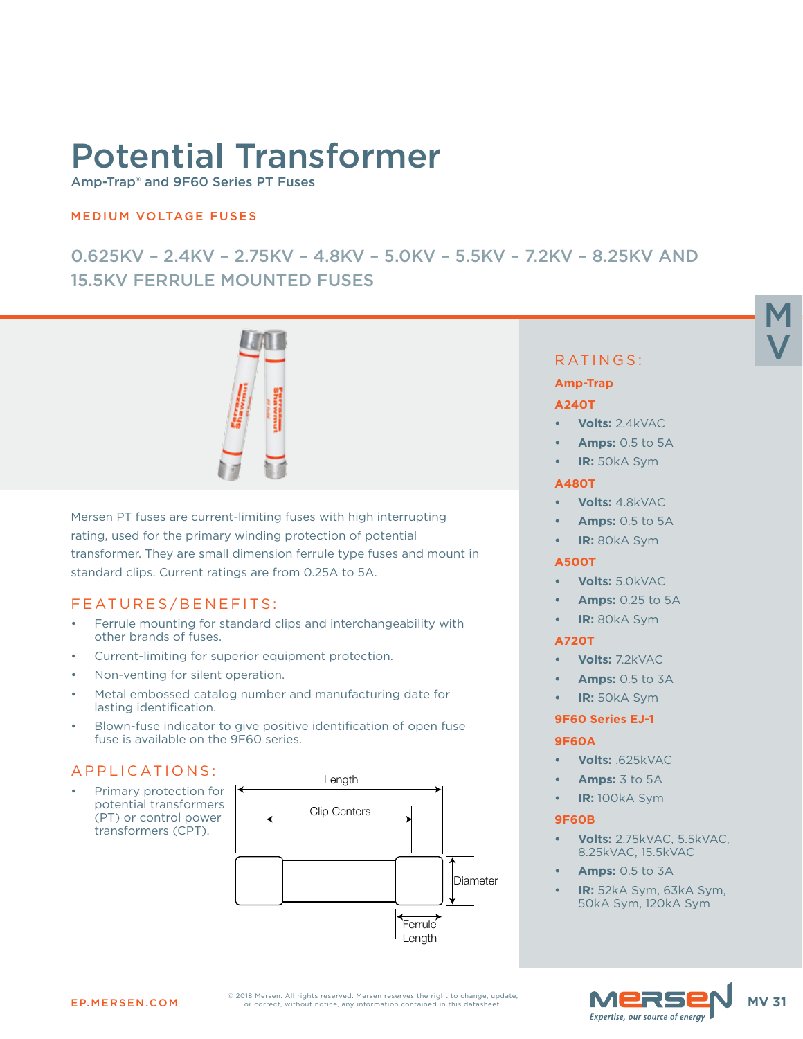# Potential Transformer

Amp-Trap® and 9F60 Series PT Fuses

MEDIUM VOLTAGE FUSES

## 0.625KV – 2.4KV – 2.75KV – 4.8KV – 5.0KV – 5.5KV – 7.2KV – 8.25KV AND 15.5KV FERRULE MOUNTED FUSES

Mersen PT fuses are current-limiting fuses with high interrupting rating, used for the primary winding protection of potential transformer. They are small dimension ferrule type fuses and mount in standard clips. Current ratings are from 0.25A to 5A.

## FEATURES/BENEFITS:

- Ferrule mounting for standard clips and interchangeability with other brands of fuses.
- Current-limiting for superior equipment protection.
- Non-venting for silent operation.
- Metal embossed catalog number and manufacturing date for lasting identification.
- Blown-fuse indicator to give positive identification of open fuse fuse is available on the 9F60 series.

## APPLICATIONS:

- Primary protection for potential transformers (PT) or control power transformers (CPT).

Length

Clip Centers

Diameter

Ferrule Length

## RATINGS:

### Amp-Trap

#### A240T

- **Volts:** 2.4kVAC
- **Amps:** 0.5 to 5A
- **IR:** 50kA Sym

#### A480T

- **Volts:** 4.8kVAC
- **Amps:** 0.5 to 5A
- **IR:** 80kA Sym

#### A500T

- **Volts:** 5.0kVAC
- **Amps:** 0.25 to 5A
- **IR:** 80kA Sym

#### A720T

- **Volts:** 7.2kVAC
- **Amps:** 0.5 to 3A
- **IR:** 50kA Sym

### 9F60 Series EJ-1

#### 9F60A

- **Volts:** .625kVAC
- **Amps:** 3 to 5A
- **IR:** 100kA Sym

#### 9F60B

- **Volts:** 2.75kVAC, 5.5kVAC, 8.25kVAC, 15.5kVAC
- **Amps:** 0.5 to 3A
- **IR:** 52kA Sym, 63kA Sym, 50kA Sym, 120kA Sym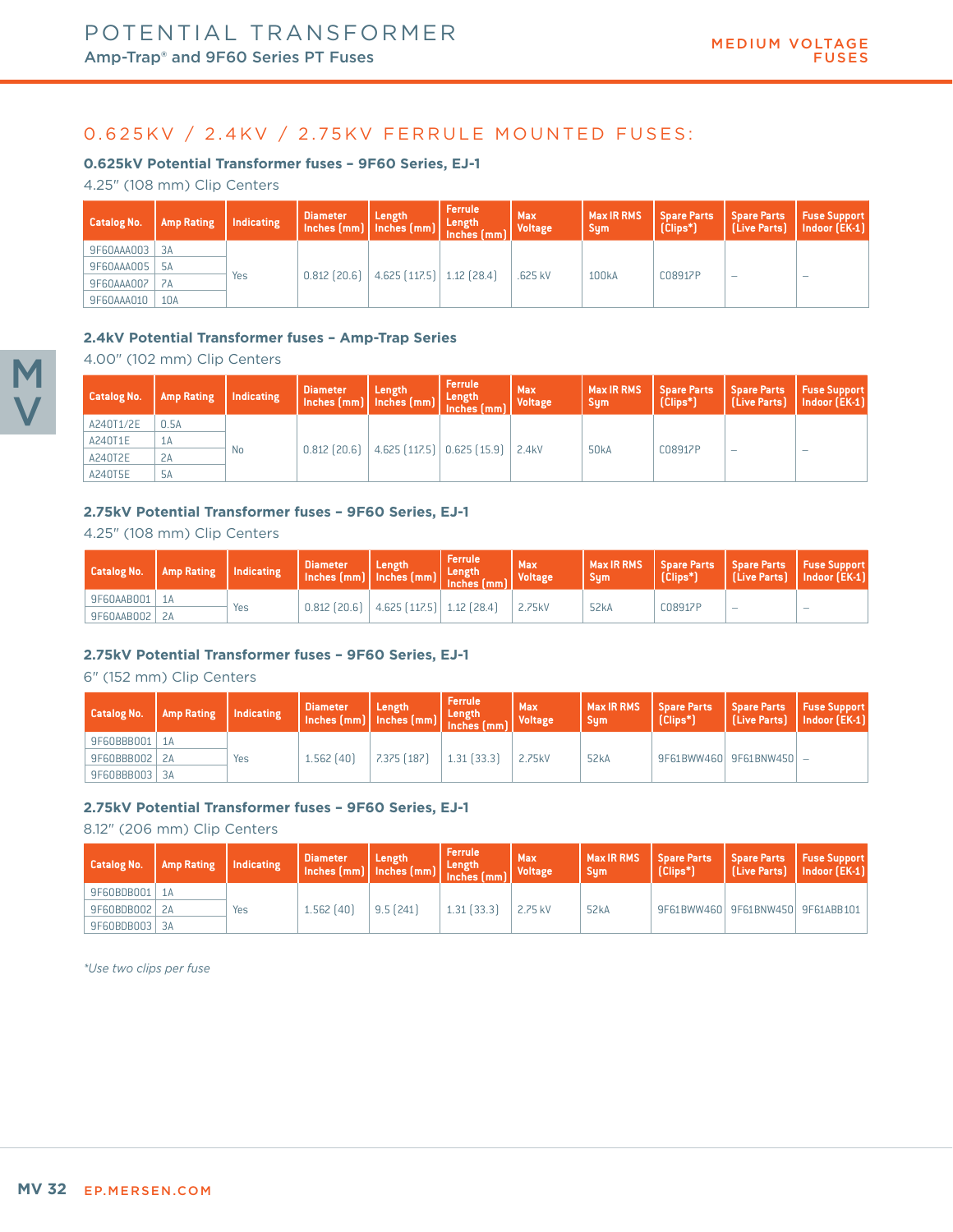# POTENTIAL TRANSFORMER

Amp-Trap® and 9F60 Series PT Fuses

## 0.625KV / 2.4KV / 2.75KV FERRULE MOUNTED FUSES:

### 0.625kV Potential Transformer fuses – 9F60 Series, EJ-1

4.25" (108 mm) Clip Centers

| Catalog No. | Amp Rating | Indicating | Diameter Inches (mm) | Length Inches (mm) | Ferrule Length Inches (mm) | Max Voltage | Max IR RMS Sym | Spare Parts (Clips*) | Spare Parts (Live Parts) | Fuse Support Indoor (EK-1) |
|---|---|---|---|---|---|---|---|---|---|---|
| 9F60AAA003 | 3A | Yes | 0.812 (20.6) | 4.625 (117.5) | 1.12 (28.4) | .625 kV | 100kA | C08917P | – | – |
| 9F60AAA005 | 5A | | | | | | | | | |
| 9F60AAA007 | 7A | | | | | | | | | |
| 9F60AAA010 | 10A | | | | | | | | | |

### 2.4kV Potential Transformer fuses – Amp-Trap Series

4.00" (102 mm) Clip Centers

| Catalog No. | Amp Rating | Indicating | Diameter Inches (mm) | Length Inches (mm) | Ferrule Length Inches (mm) | Max Voltage | Max IR RMS Sym | Spare Parts (Clips*) | Spare Parts (Live Parts) | Fuse Support Indoor (EK-1) |
|---|---|---|---|---|---|---|---|---|---|---|
| A240T1/2E | 0.5A | No | 0.812 (20.6) | 4.625 (117.5) | 0.625 (15.9) | 2.4kV | 50kA | C08917P | – | – |
| A240T1E | 1A | | | | | | | | | |
| A240T2E | 2A | | | | | | | | | |
| A240T5E | 5A | | | | | | | | | |

### 2.75kV Potential Transformer fuses – 9F60 Series, EJ-1

4.25" (108 mm) Clip Centers

| Catalog No. | Amp Rating | Indicating | Diameter Inches (mm) | Length Inches (mm) | Ferrule Length Inches (mm) | Max Voltage | Max IR RMS Sym | Spare Parts (Clips*) | Spare Parts (Live Parts) | Fuse Support Indoor (EK-1) |
|---|---|---|---|---|---|---|---|---|---|---|
| 9F60AAB001 | 1A | Yes | 0.812 (20.6) | 4.625 (117.5) | 1.12 (28.4) | 2.75kV | 52kA | C08917P | – | – |
| 9F60AAB002 | 2A | | | | | | | | | |

### 2.75kV Potential Transformer fuses – 9F60 Series, EJ-1

6" (152 mm) Clip Centers

| Catalog No. | Amp Rating | Indicating | Diameter Inches (mm) | Length Inches (mm) | Ferrule Length Inches (mm) | Max Voltage | Max IR RMS Sym | Spare Parts (Clips*) | Spare Parts (Live Parts) | Fuse Support Indoor (EK-1) |
|---|---|---|---|---|---|---|---|---|---|---|
| 9F60BBB001 | 1A | Yes | 1.562 (40) | 7.375 (187) | 1.31 (33.3) | 2.75kV | 52kA | 9F61BWW460 | 9F61BNW450 | – |
| 9F60BBB002 | 2A | | | | | | | | | |
| 9F60BBB003 | 3A | | | | | | | | | |

### 2.75kV Potential Transformer fuses – 9F60 Series, EJ-1

8.12" (206 mm) Clip Centers

| Catalog No. | Amp Rating | Indicating | Diameter Inches (mm) | Length Inches (mm) | Ferrule Length Inches (mm) | Max Voltage | Max IR RMS Sym | Spare Parts (Clips*) | Spare Parts (Live Parts) | Fuse Support Indoor (EK-1) |
|---|---|---|---|---|---|---|---|---|---|---|
| 9F60BDB001 | 1A | Yes | 1.562 (40) | 9.5 (241) | 1.31 (33.3) | 2.75 kV | 52kA | 9F61BWW460 | 9F61BNW450 | 9F61ABB101 |
| 9F60BDB002 | 2A | | | | | | | | | |
| 9F60BDB003 | 3A | | | | | | | | | |

*Use two clips per fuse*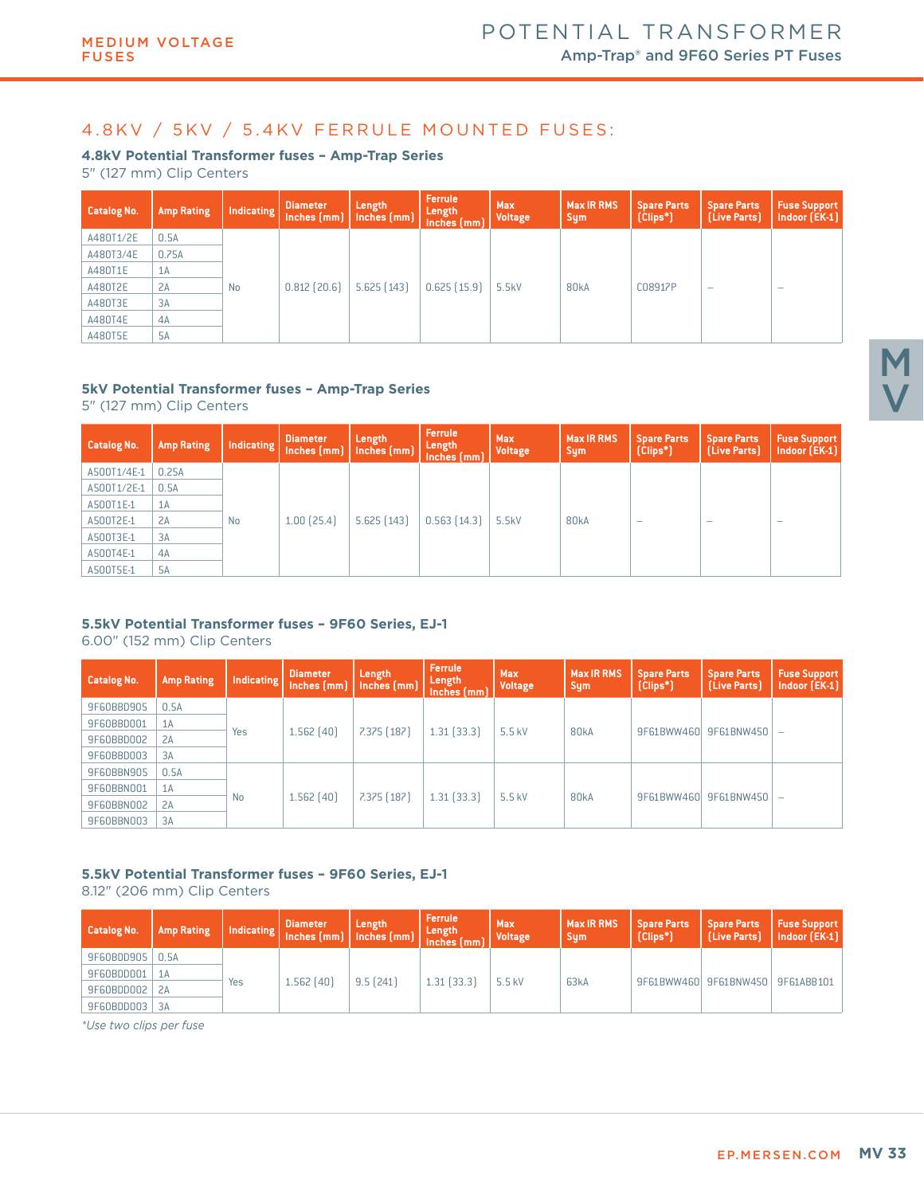## 4.8KV / 5KV / 5.4KV FERRULE MOUNTED FUSES:

### 4.8kV Potential Transformer fuses – Amp-Trap Series

5" (127 mm) Clip Centers

| Catalog No. | Amp Rating | Indicating | Diameter Inches (mm) | Length Inches (mm) | Ferrule Length Inches (mm) | Max Voltage | Max IR RMS Sym | Spare Parts (Clips*) | Spare Parts (Live Parts) | Fuse Support Indoor (EK-1) |
|---|---|---|---|---|---|---|---|---|---|---|
| A480T1/2E | 0.5A | No | 0.812 (20.6) | 5.625 (143) | 0.625 (15.9) | 5.5kV | 80kA | C08917P | – | – |
| A480T3/4E | 0.75A | | | | | | | | | |
| A480T1E | 1A | | | | | | | | | |
| A480T2E | 2A | | | | | | | | | |
| A480T3E | 3A | | | | | | | | | |
| A480T4E | 4A | | | | | | | | | |
| A480T5E | 5A | | | | | | | | | |

### 5kV Potential Transformer fuses – Amp-Trap Series

5" (127 mm) Clip Centers

| Catalog No. | Amp Rating | Indicating | Diameter Inches (mm) | Length Inches (mm) | Ferrule Length Inches (mm) | Max Voltage | Max IR RMS Sym | Spare Parts (Clips*) | Spare Parts (Live Parts) | Fuse Support Indoor (EK-1) |
|---|---|---|---|---|---|---|---|---|---|---|
| A500T1/4E-1 | 0.25A | No | 1.00 (25.4) | 5.625 (143) | 0.563 (14.3) | 5.5kV | 80kA | – | – | – |
| A500T1/2E-1 | 0.5A | | | | | | | | | |
| A500T1E-1 | 1A | | | | | | | | | |
| A500T2E-1 | 2A | | | | | | | | | |
| A500T3E-1 | 3A | | | | | | | | | |
| A500T4E-1 | 4A | | | | | | | | | |
| A500T5E-1 | 5A | | | | | | | | | |

### 5.5kV Potential Transformer fuses – 9F60 Series, EJ-1

6.00" (152 mm) Clip Centers

| Catalog No. | Amp Rating | Indicating | Diameter Inches (mm) | Length Inches (mm) | Ferrule Length Inches (mm) | Max Voltage | Max IR RMS Sym | Spare Parts (Clips*) | Spare Parts (Live Parts) | Fuse Support Indoor (EK-1) |
|---|---|---|---|---|---|---|---|---|---|---|
| 9F60BBD905 | 0.5A | Yes | 1.562 (40) | 7.375 (187) | 1.31 (33.3) | 5.5 kV | 80kA | 9F61BWW460 | 9F61BNW450 | – |
| 9F60BBD001 | 1A | | | | | | | | | |
| 9F60BBD002 | 2A | | | | | | | | | |
| 9F60BBD003 | 3A | | | | | | | | | |
| 9F60BBN905 | 0.5A | No | 1.562 (40) | 7.375 (187) | 1.31 (33.3) | 5.5 kV | 80kA | 9F61BWW460 | 9F61BNW450 | – |
| 9F60BBN001 | 1A | | | | | | | | | |
| 9F60BBN002 | 2A | | | | | | | | | |
| 9F60BBN003 | 3A | | | | | | | | | |

### 5.5kV Potential Transformer fuses – 9F60 Series, EJ-1

8.12" (206 mm) Clip Centers

| Catalog No. | Amp Rating | Indicating | Diameter Inches (mm) | Length Inches (mm) | Ferrule Length Inches (mm) | Max Voltage | Max IR RMS Sym | Spare Parts (Clips*) | Spare Parts (Live Parts) | Fuse Support Indoor (EK-1) |
|---|---|---|---|---|---|---|---|---|---|---|
| 9F60BDD905 | 0.5A | Yes | 1.562 (40) | 9.5 (241) | 1.31 (33.3) | 5.5 kV | 63kA | 9F61BWW460 | 9F61BNW450 | 9F61ABB101 |
| 9F60BDD001 | 1A | | | | | | | | | |
| 9F60BDD002 | 2A | | | | | | | | | |
| 9F60BDD003 | 3A | | | | | | | | | |

*Use two clips per fuse*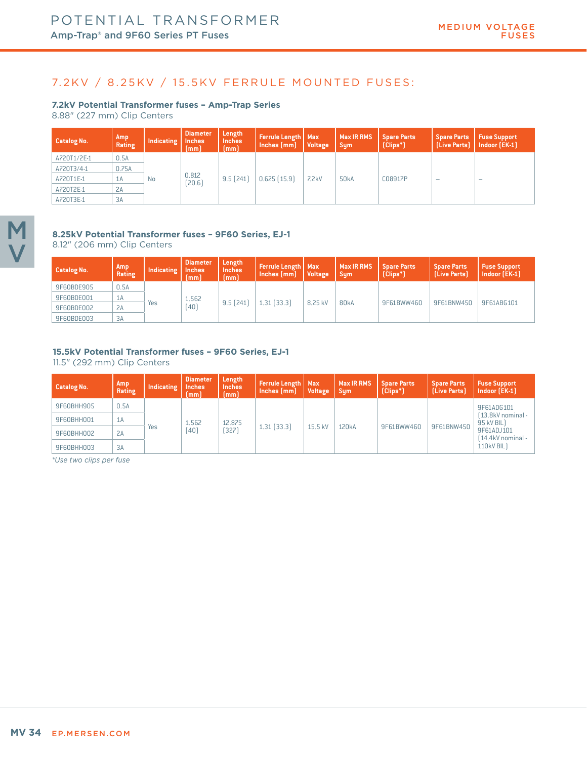# POTENTIAL TRANSFORMER

**Amp-Trap® and 9F60 Series PT Fuses**

## 7.2KV / 8.25KV / 15.5KV FERRULE MOUNTED FUSES:

### 7.2kV Potential Transformer fuses – Amp-Trap Series

8.88" (227 mm) Clip Centers

| Catalog No. | Amp Rating | Indicating | Diameter Inches (mm) | Length Inches (mm) | Ferrule Length Inches (mm) | Max Voltage | Max IR RMS Sym | Spare Parts (Clips*) | Spare Parts (Live Parts) | Fuse Support Indoor (EK-1) |
|---|---|---|---|---|---|---|---|---|---|---|
| A720T1/2E-1 | 0.5A | No | 0.812 (20.6) | 9.5 (241) | 0.625 (15.9) | 7.2kV | 50kA | C08917P | – | – |
| A720T3/4-1 | 0.75A | | | | | | | | | |
| A720T1E-1 | 1A | | | | | | | | | |
| A720T2E-1 | 2A | | | | | | | | | |
| A720T3E-1 | 3A | | | | | | | | | |

### 8.25kV Potential Transformer fuses – 9F60 Series, EJ-1

8.12" (206 mm) Clip Centers

| Catalog No. | Amp Rating | Indicating | Diameter Inches (mm) | Length Inches (mm) | Ferrule Length Inches (mm) | Max Voltage | Max IR RMS Sym | Spare Parts (Clips*) | Spare Parts (Live Parts) | Fuse Support Indoor (EK-1) |
|---|---|---|---|---|---|---|---|---|---|---|
| 9F60BDE905 | 0.5A | Yes | 1.562 (40) | 9.5 (241) | 1.31 (33.3) | 8.25 kV | 80kA | 9F61BWW460 | 9F61BNW450 | 9F61ABG101 |
| 9F60BDE001 | 1A | | | | | | | | | |
| 9F60BDE002 | 2A | | | | | | | | | |
| 9F60BDE003 | 3A | | | | | | | | | |

### 15.5kV Potential Transformer fuses – 9F60 Series, EJ-1

11.5" (292 mm) Clip Centers

| Catalog No. | Amp Rating | Indicating | Diameter Inches (mm) | Length Inches (mm) | Ferrule Length Inches (mm) | Max Voltage | Max IR RMS Sym | Spare Parts (Clips*) | Spare Parts (Live Parts) | Fuse Support Indoor (EK-1) |
|---|---|---|---|---|---|---|---|---|---|---|
| 9F60BHH905 | 0.5A | Yes | 1.562 (40) | 12.875 (327) | 1.31 (33.3) | 15.5 kV | 120kA | 9F61BWW460 | 9F61BNW450 | 9F61ADG101 (13.8kV nominal - 95 kV BIL) 9F61ADJ101 (14.4kV nominal - 110kV BIL) |
| 9F60BHH001 | 1A | | | | | | | | | |
| 9F60BHH002 | 2A | | | | | | | | | |
| 9F60BHH003 | 3A | | | | | | | | | |

*Use two clips per fuse